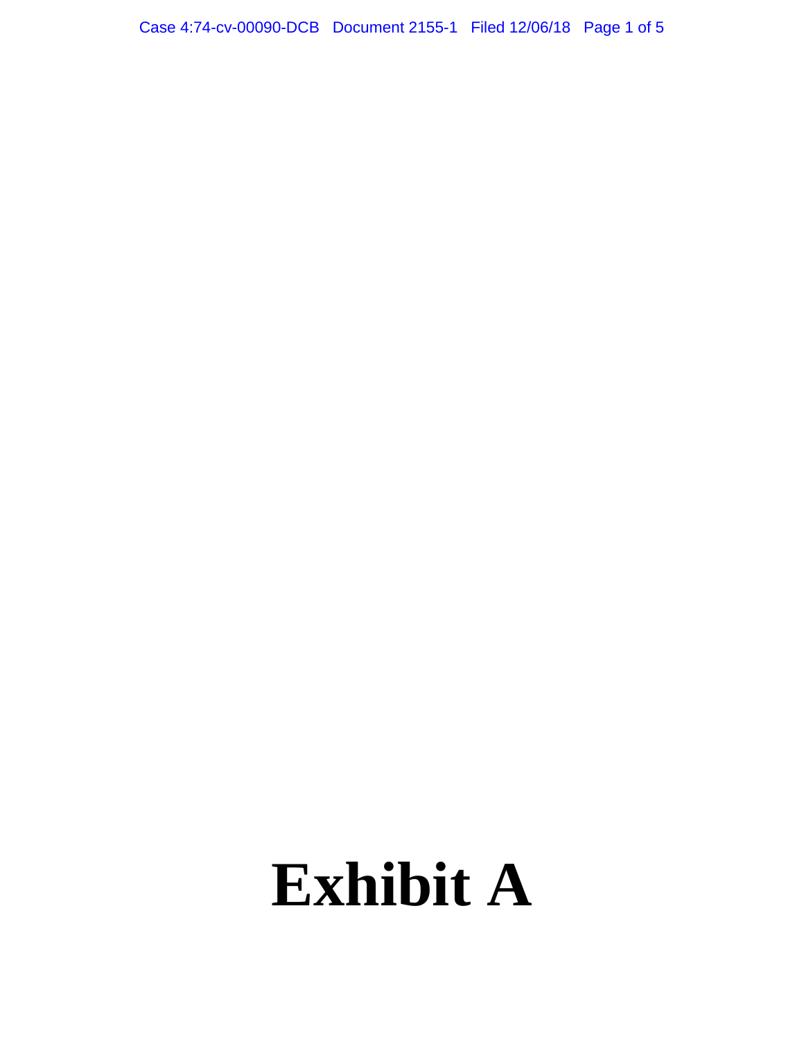# Exhibit A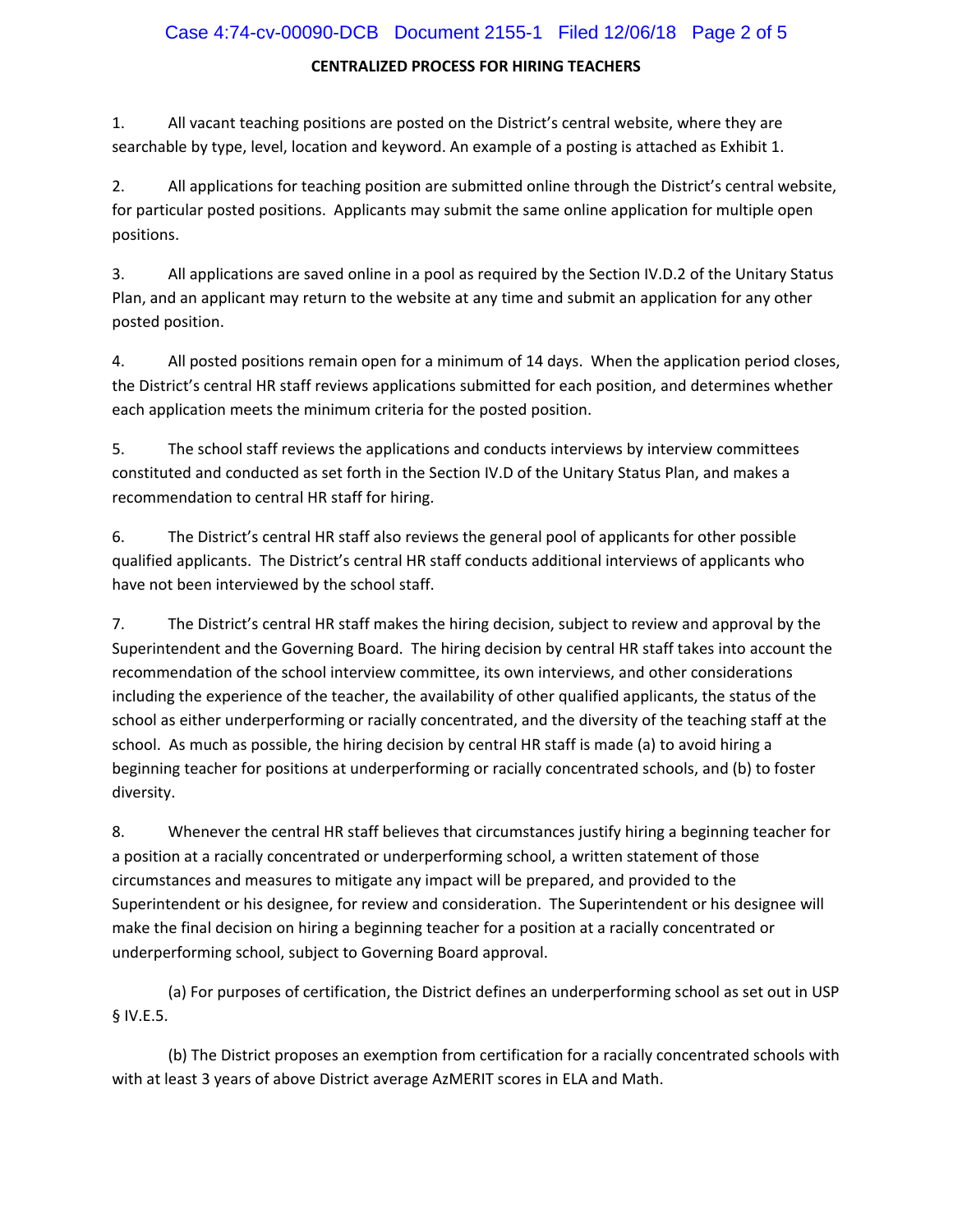**CENTRALIZED PROCESS FOR HIRING TEACHERS**

1. All vacant teaching positions are posted on the District's central website, where they are searchable by type, level, location and keyword. An example of a posting is attached as Exhibit 1.

2. All applications for teaching position are submitted online through the District's central website, for particular posted positions. Applicants may submit the same online application for multiple open positions.

3. All applications are saved online in a pool as required by the Section IV.D.2 of the Unitary Status Plan, and an applicant may return to the website at any time and submit an application for any other posted position.

4. All posted positions remain open for a minimum of 14 days. When the application period closes, the District's central HR staff reviews applications submitted for each position, and determines whether each application meets the minimum criteria for the posted position.

5. The school staff reviews the applications and conducts interviews by interview committees constituted and conducted as set forth in the Section IV.D of the Unitary Status Plan, and makes a recommendation to central HR staff for hiring.

6. The District's central HR staff also reviews the general pool of applicants for other possible qualified applicants. The District's central HR staff conducts additional interviews of applicants who have not been interviewed by the school staff.

7. The District's central HR staff makes the hiring decision, subject to review and approval by the Superintendent and the Governing Board. The hiring decision by central HR staff takes into account the recommendation of the school interview committee, its own interviews, and other considerations including the experience of the teacher, the availability of other qualified applicants, the status of the school as either underperforming or racially concentrated, and the diversity of the teaching staff at the school. As much as possible, the hiring decision by central HR staff is made (a) to avoid hiring a beginning teacher for positions at underperforming or racially concentrated schools, and (b) to foster diversity.

8. Whenever the central HR staff believes that circumstances justify hiring a beginning teacher for a position at a racially concentrated or underperforming school, a written statement of those circumstances and measures to mitigate any impact will be prepared, and provided to the Superintendent or his designee, for review and consideration. The Superintendent or his designee will make the final decision on hiring a beginning teacher for a position at a racially concentrated or underperforming school, subject to Governing Board approval.

(a) For purposes of certification, the District defines an underperforming school as set out in USP § IV.E.5.

(b) The District proposes an exemption from certification for a racially concentrated schools with with at least 3 years of above District average AzMERIT scores in ELA and Math.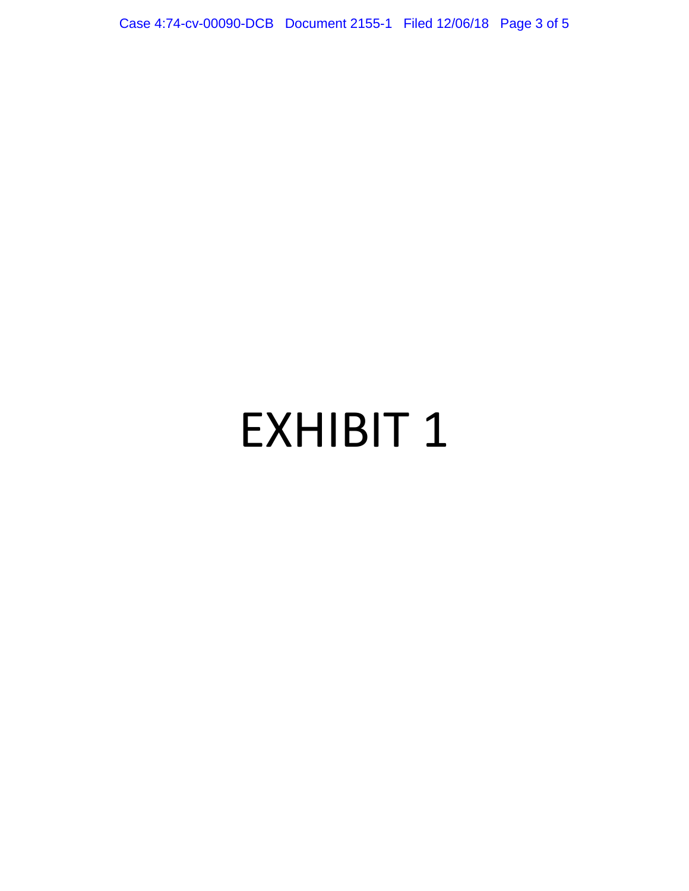# EXHIBIT 1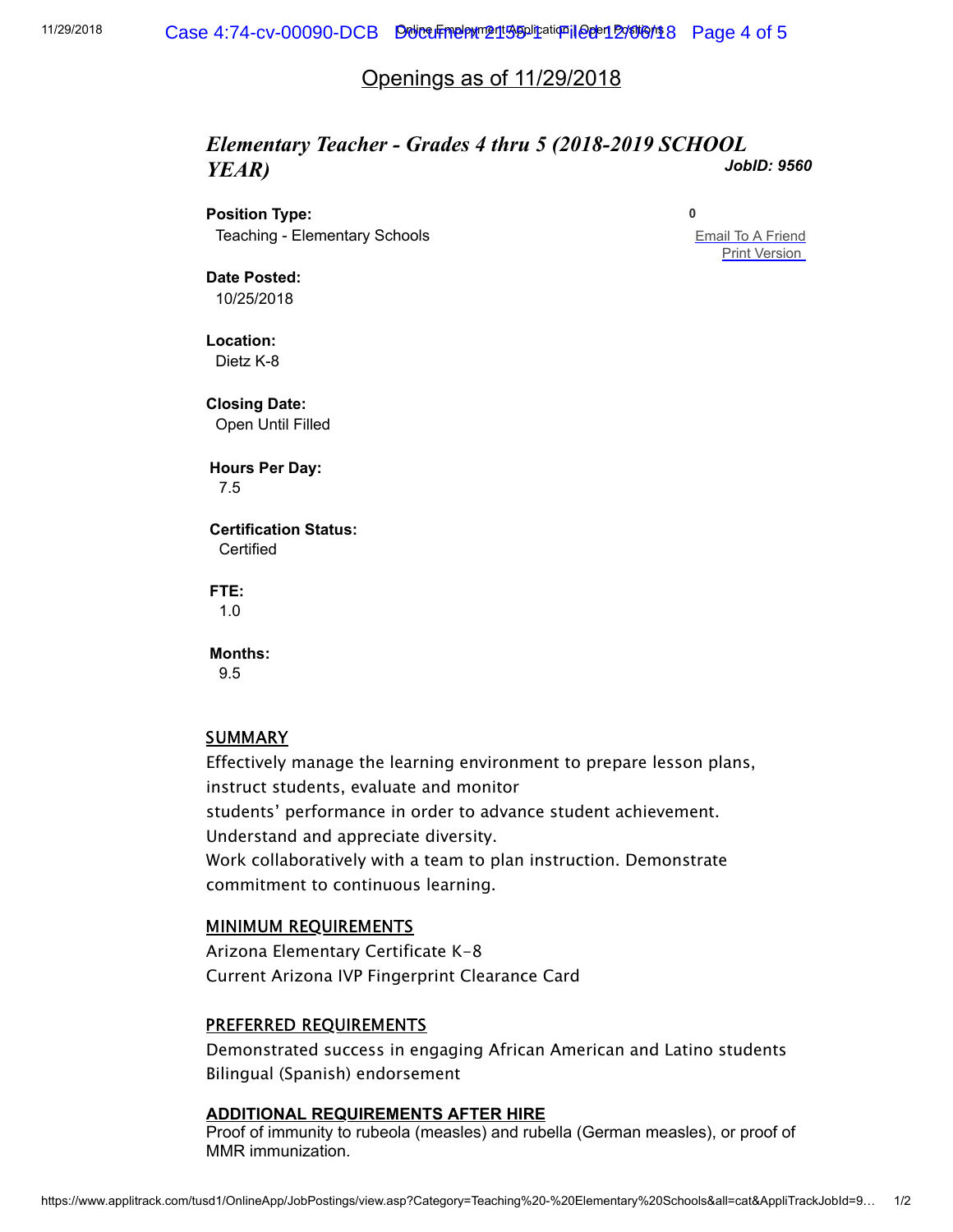## Openings as of 11/29/2018

### *Elementary Teacher - Grades 4 thru 5 (2018-2019 SCHOOL YEAR)*

***JobID: 9560***

**Position Type:**
Teaching - Elementary Schools

0

Email To A Friend
Print Version

**Date Posted:**
10/25/2018

**Location:**
Dietz K-8

**Closing Date:**
Open Until Filled

**Hours Per Day:**
7.5

**Certification Status:**
Certified

**FTE:**
1.0

**Months:**
9.5

SUMMARY

Effectively manage the learning environment to prepare lesson plans, instruct students, evaluate and monitor
students' performance in order to advance student achievement.
Understand and appreciate diversity.
Work collaboratively with a team to plan instruction. Demonstrate commitment to continuous learning.

MINIMUM REQUIREMENTS

Arizona Elementary Certificate K-8
Current Arizona IVP Fingerprint Clearance Card

PREFERRED REQUIREMENTS

Demonstrated success in engaging African American and Latino students
Bilingual (Spanish) endorsement

**ADDITIONAL REQUIREMENTS AFTER HIRE**

Proof of immunity to rubeola (measles) and rubella (German measles), or proof of MMR immunization.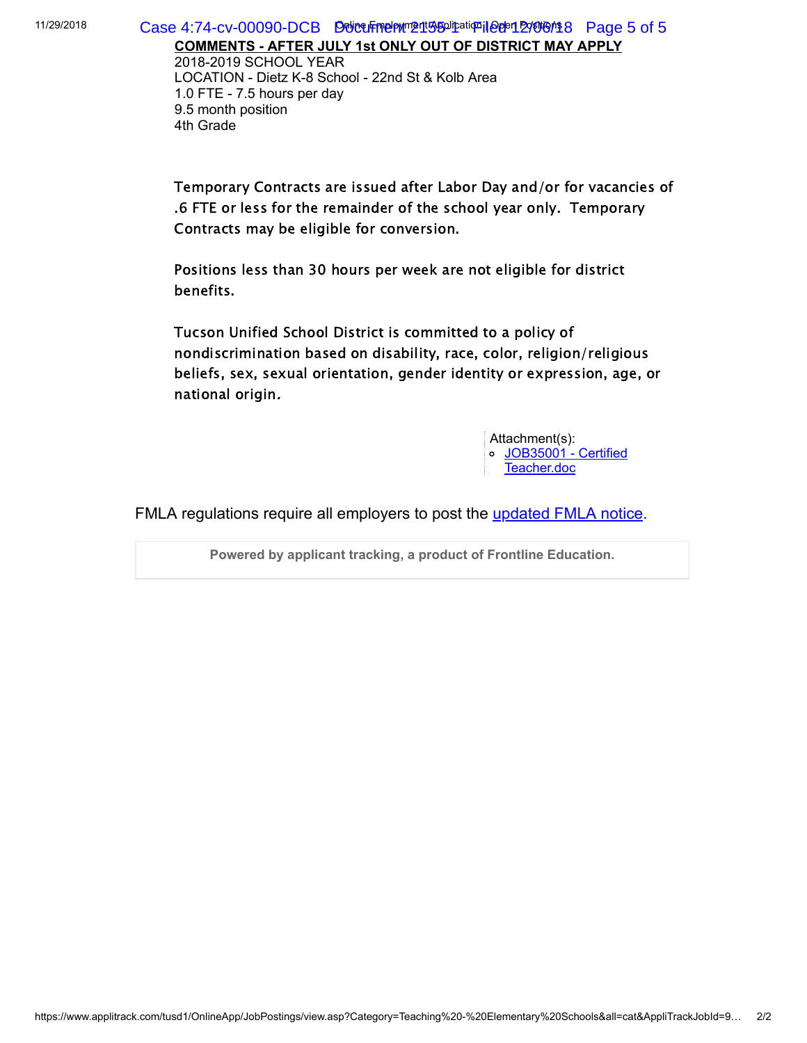**COMMENTS - AFTER JULY 1st ONLY OUT OF DISTRICT MAY APPLY**
2018-2019 SCHOOL YEAR
LOCATION - Dietz K-8 School - 22nd St & Kolb Area
1.0 FTE - 7.5 hours per day
9.5 month position
4th Grade

Temporary Contracts are issued after Labor Day and/or for vacancies of .6 FTE or less for the remainder of the school year only. Temporary Contracts may be eligible for conversion.

Positions less than 30 hours per week are not eligible for district benefits.

Tucson Unified School District is committed to a policy of nondiscrimination based on disability, race, color, religion/religious beliefs, sex, sexual orientation, gender identity or expression, age, or national origin.

Attachment(s):

- JOB35001 - Certified Teacher.doc

FMLA regulations require all employers to post the updated FMLA notice.

Powered by applicant tracking, a product of Frontline Education.